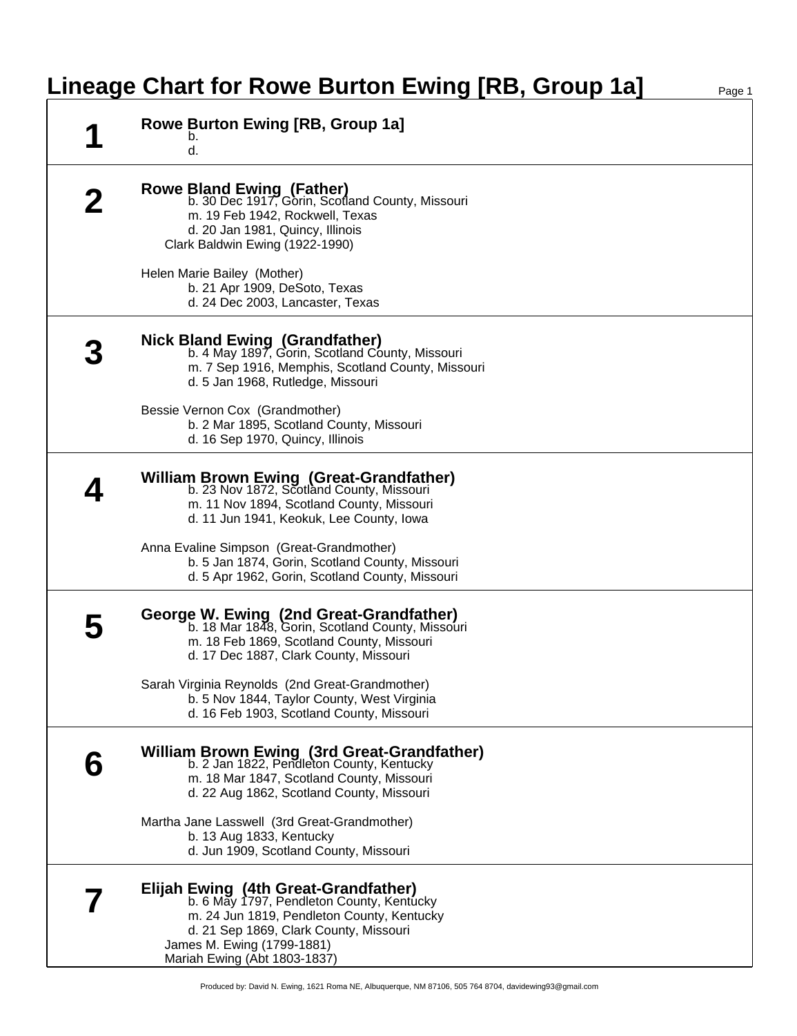# Lineage Chart for Rowe Burton Ewing [RB, Group 1a]

## 1

**Rowe Burton Ewing [RB, Group 1a]**

b.
d.

## 2

**Rowe Bland Ewing (Father)**

b. 30 Dec 1917, Gorin, Scotland County, Missouri
m. 19 Feb 1942, Rockwell, Texas
d. 20 Jan 1981, Quincy, Illinois

Clark Baldwin Ewing (1922-1990)

Helen Marie Bailey (Mother)

b. 21 Apr 1909, DeSoto, Texas
d. 24 Dec 2003, Lancaster, Texas

## 3

**Nick Bland Ewing (Grandfather)**

b. 4 May 1897, Gorin, Scotland County, Missouri
m. 7 Sep 1916, Memphis, Scotland County, Missouri
d. 5 Jan 1968, Rutledge, Missouri

Bessie Vernon Cox (Grandmother)

b. 2 Mar 1895, Scotland County, Missouri
d. 16 Sep 1970, Quincy, Illinois

## 4

**William Brown Ewing (Great-Grandfather)**

b. 23 Nov 1872, Scotland County, Missouri
m. 11 Nov 1894, Scotland County, Missouri
d. 11 Jun 1941, Keokuk, Lee County, Iowa

Anna Evaline Simpson (Great-Grandmother)

b. 5 Jan 1874, Gorin, Scotland County, Missouri
d. 5 Apr 1962, Gorin, Scotland County, Missouri

## 5

**George W. Ewing (2nd Great-Grandfather)**

b. 18 Mar 1848, Gorin, Scotland County, Missouri
m. 18 Feb 1869, Scotland County, Missouri
d. 17 Dec 1887, Clark County, Missouri

Sarah Virginia Reynolds (2nd Great-Grandmother)

b. 5 Nov 1844, Taylor County, West Virginia
d. 16 Feb 1903, Scotland County, Missouri

## 6

**William Brown Ewing (3rd Great-Grandfather)**

b. 2 Jan 1822, Pendleton County, Kentucky
m. 18 Mar 1847, Scotland County, Missouri
d. 22 Aug 1862, Scotland County, Missouri

Martha Jane Lasswell (3rd Great-Grandmother)

b. 13 Aug 1833, Kentucky
d. Jun 1909, Scotland County, Missouri

## 7

**Elijah Ewing (4th Great-Grandfather)**

b. 6 May 1797, Pendleton County, Kentucky
m. 24 Jun 1819, Pendleton County, Kentucky
d. 21 Sep 1869, Clark County, Missouri

James M. Ewing (1799-1881)
Mariah Ewing (Abt 1803-1837)

Produced by: David N. Ewing, 1621 Roma NE, Albuquerque, NM 87106, 505 764 8704, davidewing93@gmail.com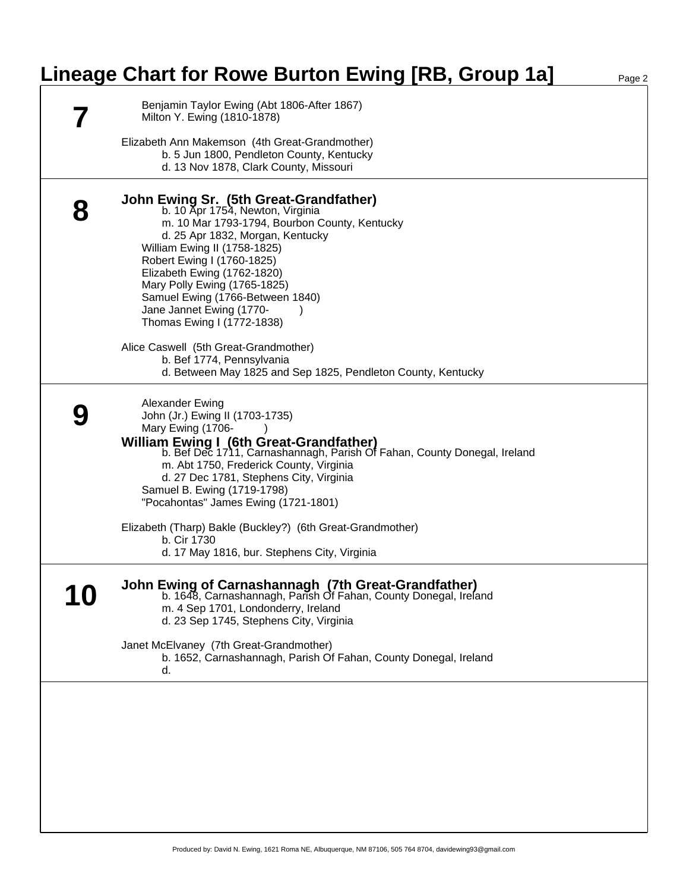# Lineage Chart for Rowe Burton Ewing [RB, Group 1a]

**7**

Benjamin Taylor Ewing (Abt 1806-After 1867)
Milton Y. Ewing (1810-1878)

Elizabeth Ann Makemson (4th Great-Grandmother)
b. 5 Jun 1800, Pendleton County, Kentucky
d. 13 Nov 1878, Clark County, Missouri

---

**8**

**John Ewing Sr. (5th Great-Grandfather)**
b. 10 Apr 1754, Newton, Virginia
m. 10 Mar 1793-1794, Bourbon County, Kentucky
d. 25 Apr 1832, Morgan, Kentucky
William Ewing II (1758-1825)
Robert Ewing I (1760-1825)
Elizabeth Ewing (1762-1820)
Mary Polly Ewing (1765-1825)
Samuel Ewing (1766-Between 1840)
Jane Jannet Ewing (1770- )
Thomas Ewing I (1772-1838)

Alice Caswell (5th Great-Grandmother)
b. Bef 1774, Pennsylvania
d. Between May 1825 and Sep 1825, Pendleton County, Kentucky

---

**9**

Alexander Ewing
John (Jr.) Ewing II (1703-1735)
Mary Ewing (1706- )
**William Ewing I (6th Great-Grandfather)**
b. Bef Dec 1711, Carnashannagh, Parish Of Fahan, County Donegal, Ireland
m. Abt 1750, Frederick County, Virginia
d. 27 Dec 1781, Stephens City, Virginia
Samuel B. Ewing (1719-1798)
"Pocahontas" James Ewing (1721-1801)

Elizabeth (Tharp) Bakle (Buckley?) (6th Great-Grandmother)
b. Cir 1730
d. 17 May 1816, bur. Stephens City, Virginia

---

**10**

**John Ewing of Carnashannagh (7th Great-Grandfather)**
b. 1648, Carnashannagh, Parish Of Fahan, County Donegal, Ireland
m. 4 Sep 1701, Londonderry, Ireland
d. 23 Sep 1745, Stephens City, Virginia

Janet McElvaney (7th Great-Grandmother)
b. 1652, Carnashannagh, Parish Of Fahan, County Donegal, Ireland
d.

Produced by: David N. Ewing, 1621 Roma NE, Albuquerque, NM 87106, 505 764 8704, davidewing93@gmail.com